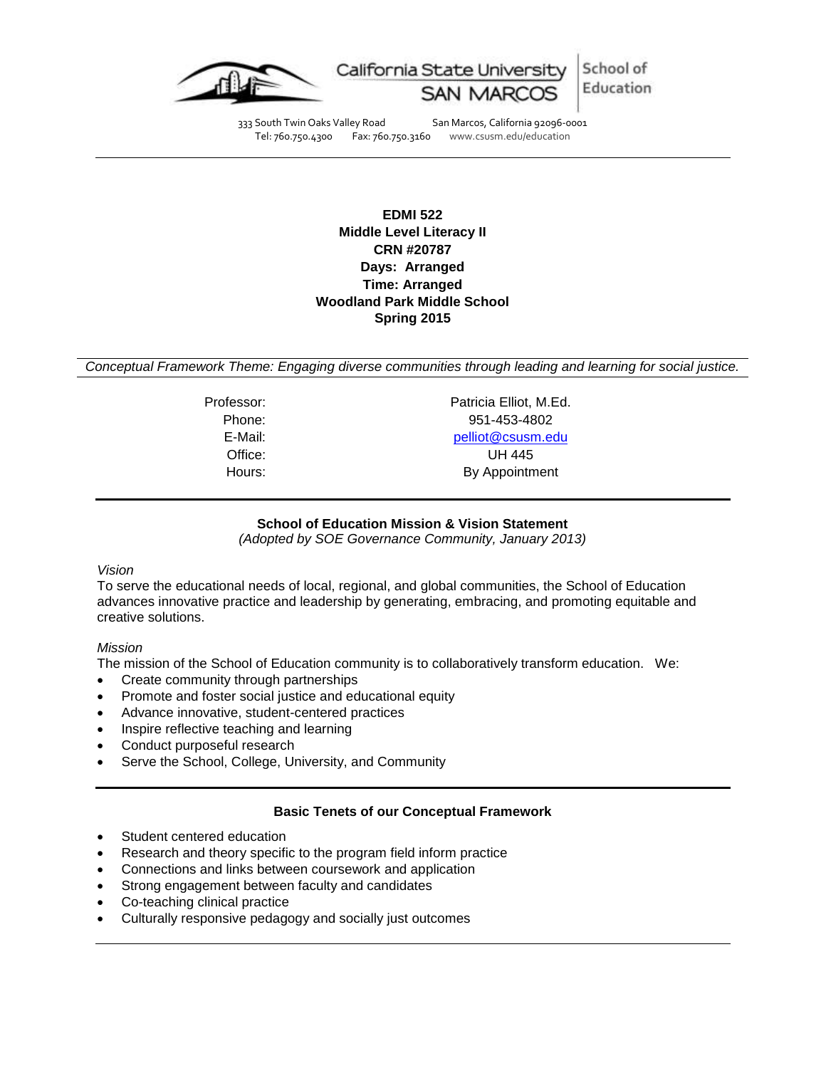California State University SAN MARCOS | School of Education

333 South Twin Oaks Valley Road San Marcos, California 92096-0001
Tel: 760.750.4300 Fax: 760.750.3160 www.csusm.edu/education

---

**EDMI 522**
**Middle Level Literacy II**
**CRN #20787**
**Days: Arranged**
**Time: Arranged**
**Woodland Park Middle School**
**Spring 2015**

*Conceptual Framework Theme: Engaging diverse communities through leading and learning for social justice.*

| | |
|---|---|
| Professor: | Patricia Elliot, M.Ed. |
| Phone: | 951-453-4802 |
| E-Mail: | pelliot@csusm.edu |
| Office: | UH 445 |
| Hours: | By Appointment |

---

## School of Education Mission & Vision Statement

*(Adopted by SOE Governance Community, January 2013)*

*Vision*

To serve the educational needs of local, regional, and global communities, the School of Education advances innovative practice and leadership by generating, embracing, and promoting equitable and creative solutions.

*Mission*

The mission of the School of Education community is to collaboratively transform education. We:

- Create community through partnerships
- Promote and foster social justice and educational equity
- Advance innovative, student-centered practices
- Inspire reflective teaching and learning
- Conduct purposeful research
- Serve the School, College, University, and Community

---

## Basic Tenets of our Conceptual Framework

- Student centered education
- Research and theory specific to the program field inform practice
- Connections and links between coursework and application
- Strong engagement between faculty and candidates
- Co-teaching clinical practice
- Culturally responsive pedagogy and socially just outcomes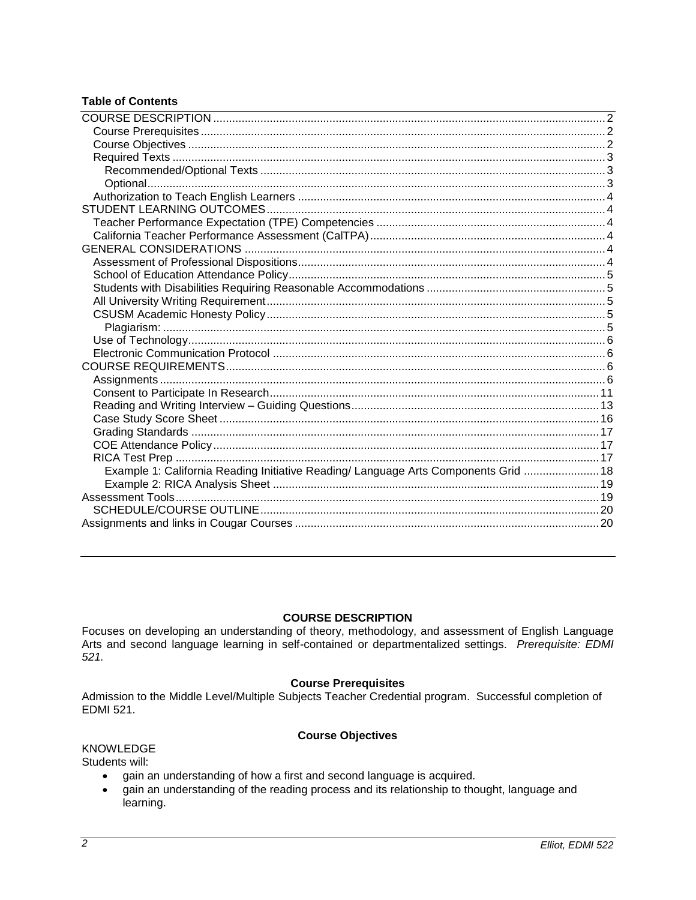**Table of Contents**

- COURSE DESCRIPTION ... 2
  - Course Prerequisites ... 2
  - Course Objectives ... 2
  - Required Texts ... 3
    - Recommended/Optional Texts ... 3
    - Optional ... 3
  - Authorization to Teach English Learners ... 4
- STUDENT LEARNING OUTCOMES ... 4
  - Teacher Performance Expectation (TPE) Competencies ... 4
  - California Teacher Performance Assessment (CalTPA) ... 4
- GENERAL CONSIDERATIONS ... 4
  - Assessment of Professional Dispositions ... 4
  - School of Education Attendance Policy ... 5
  - Students with Disabilities Requiring Reasonable Accommodations ... 5
  - All University Writing Requirement ... 5
  - CSUSM Academic Honesty Policy ... 5
    - Plagiarism: ... 5
  - Use of Technology ... 6
  - Electronic Communication Protocol ... 6
- COURSE REQUIREMENTS ... 6
  - Assignments ... 6
  - Consent to Participate In Research ... 11
  - Reading and Writing Interview – Guiding Questions ... 13
  - Case Study Score Sheet ... 16
  - Grading Standards ... 17
  - COE Attendance Policy ... 17
  - RICA Test Prep ... 17
    - Example 1: California Reading Initiative Reading/ Language Arts Components Grid ... 18
    - Example 2: RICA Analysis Sheet ... 19
- Assessment Tools ... 19
  - SCHEDULE/COURSE OUTLINE ... 20
- Assignments and links in Cougar Courses ... 20

---

## COURSE DESCRIPTION

Focuses on developing an understanding of theory, methodology, and assessment of English Language Arts and second language learning in self-contained or departmentalized settings. *Prerequisite: EDMI 521.*

### Course Prerequisites

Admission to the Middle Level/Multiple Subjects Teacher Credential program. Successful completion of EDMI 521.

### Course Objectives

KNOWLEDGE

Students will:

- gain an understanding of how a first and second language is acquired.
- gain an understanding of the reading process and its relationship to thought, language and learning.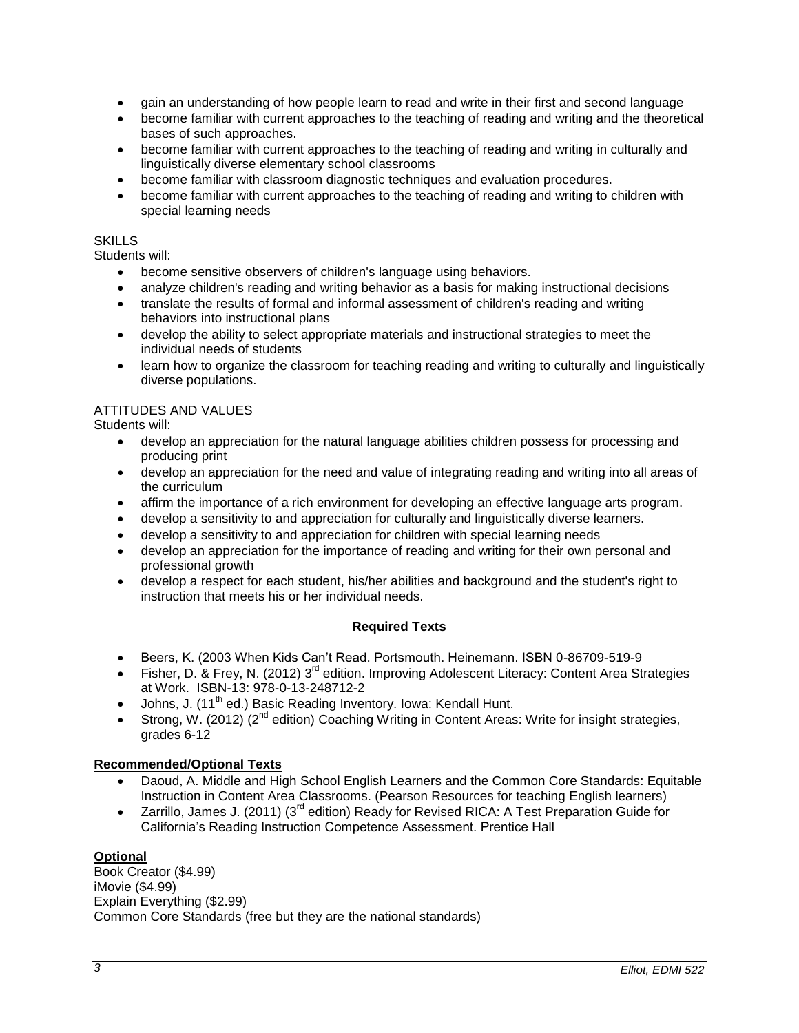- gain an understanding of how people learn to read and write in their first and second language
- become familiar with current approaches to the teaching of reading and writing and the theoretical bases of such approaches.
- become familiar with current approaches to the teaching of reading and writing in culturally and linguistically diverse elementary school classrooms
- become familiar with classroom diagnostic techniques and evaluation procedures.
- become familiar with current approaches to the teaching of reading and writing to children with special learning needs

SKILLS

Students will:

- become sensitive observers of children's language using behaviors.
- analyze children's reading and writing behavior as a basis for making instructional decisions
- translate the results of formal and informal assessment of children's reading and writing behaviors into instructional plans
- develop the ability to select appropriate materials and instructional strategies to meet the individual needs of students
- learn how to organize the classroom for teaching reading and writing to culturally and linguistically diverse populations.

ATTITUDES AND VALUES

Students will:

- develop an appreciation for the natural language abilities children possess for processing and producing print
- develop an appreciation for the need and value of integrating reading and writing into all areas of the curriculum
- affirm the importance of a rich environment for developing an effective language arts program.
- develop a sensitivity to and appreciation for culturally and linguistically diverse learners.
- develop a sensitivity to and appreciation for children with special learning needs
- develop an appreciation for the importance of reading and writing for their own personal and professional growth
- develop a respect for each student, his/her abilities and background and the student's right to instruction that meets his or her individual needs.

**Required Texts**

- Beers, K. (2003 When Kids Can't Read. Portsmouth. Heinemann. ISBN 0-86709-519-9
- Fisher, D. & Frey, N. (2012) 3rd edition. Improving Adolescent Literacy: Content Area Strategies at Work. ISBN-13: 978-0-13-248712-2
- Johns, J. (11th ed.) Basic Reading Inventory. Iowa: Kendall Hunt.
- Strong, W. (2012) (2nd edition) Coaching Writing in Content Areas: Write for insight strategies, grades 6-12

**Recommended/Optional Texts**

- Daoud, A. Middle and High School English Learners and the Common Core Standards: Equitable Instruction in Content Area Classrooms. (Pearson Resources for teaching English learners)
- Zarrillo, James J. (2011) (3rd edition) Ready for Revised RICA: A Test Preparation Guide for California's Reading Instruction Competence Assessment. Prentice Hall

**Optional**

Book Creator ($4.99)
iMovie ($4.99)
Explain Everything ($2.99)
Common Core Standards (free but they are the national standards)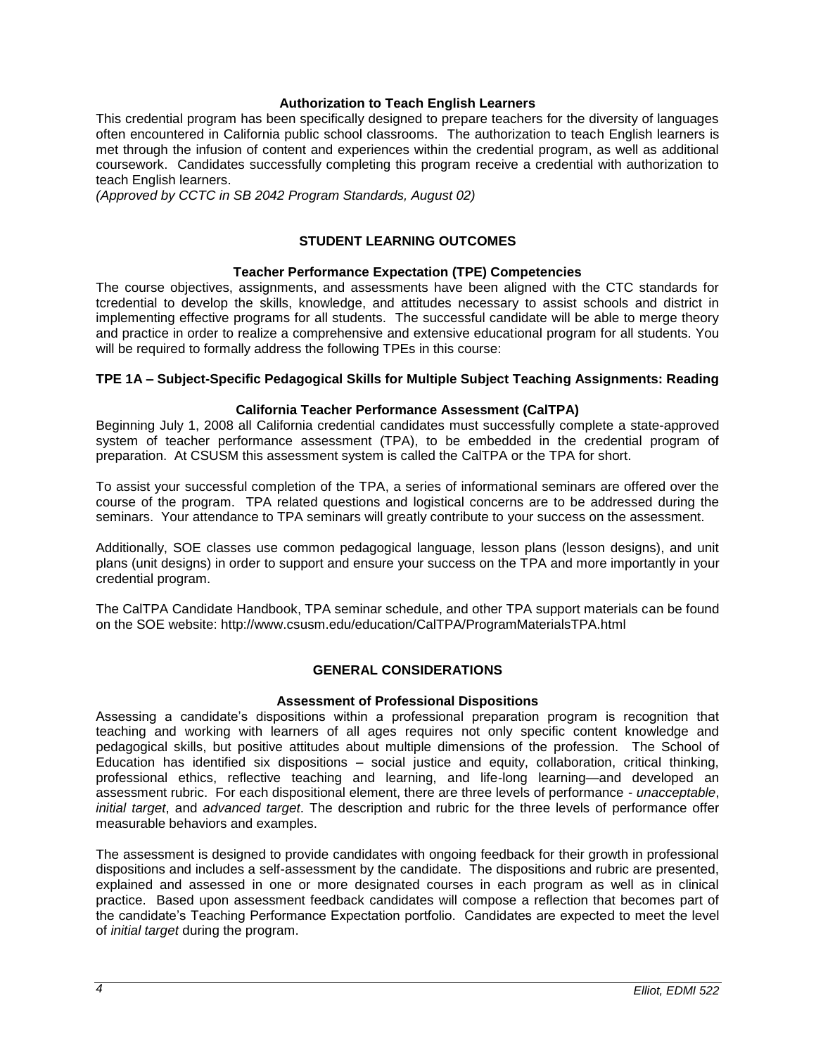**Authorization to Teach English Learners**

This credential program has been specifically designed to prepare teachers for the diversity of languages often encountered in California public school classrooms. The authorization to teach English learners is met through the infusion of content and experiences within the credential program, as well as additional coursework. Candidates successfully completing this program receive a credential with authorization to teach English learners.
*(Approved by CCTC in SB 2042 Program Standards, August 02)*

## STUDENT LEARNING OUTCOMES

### Teacher Performance Expectation (TPE) Competencies

The course objectives, assignments, and assessments have been aligned with the CTC standards for tcredential to develop the skills, knowledge, and attitudes necessary to assist schools and district in implementing effective programs for all students. The successful candidate will be able to merge theory and practice in order to realize a comprehensive and extensive educational program for all students. You will be required to formally address the following TPEs in this course:

**TPE 1A – Subject-Specific Pedagogical Skills for Multiple Subject Teaching Assignments: Reading**

### California Teacher Performance Assessment (CalTPA)

Beginning July 1, 2008 all California credential candidates must successfully complete a state-approved system of teacher performance assessment (TPA), to be embedded in the credential program of preparation. At CSUSM this assessment system is called the CalTPA or the TPA for short.

To assist your successful completion of the TPA, a series of informational seminars are offered over the course of the program. TPA related questions and logistical concerns are to be addressed during the seminars. Your attendance to TPA seminars will greatly contribute to your success on the assessment.

Additionally, SOE classes use common pedagogical language, lesson plans (lesson designs), and unit plans (unit designs) in order to support and ensure your success on the TPA and more importantly in your credential program.

The CalTPA Candidate Handbook, TPA seminar schedule, and other TPA support materials can be found on the SOE website: http://www.csusm.edu/education/CalTPA/ProgramMaterialsTPA.html

## GENERAL CONSIDERATIONS

### Assessment of Professional Dispositions

Assessing a candidate's dispositions within a professional preparation program is recognition that teaching and working with learners of all ages requires not only specific content knowledge and pedagogical skills, but positive attitudes about multiple dimensions of the profession. The School of Education has identified six dispositions – social justice and equity, collaboration, critical thinking, professional ethics, reflective teaching and learning, and life-long learning—and developed an assessment rubric. For each dispositional element, there are three levels of performance - *unacceptable*, *initial target*, and *advanced target*. The description and rubric for the three levels of performance offer measurable behaviors and examples.

The assessment is designed to provide candidates with ongoing feedback for their growth in professional dispositions and includes a self-assessment by the candidate. The dispositions and rubric are presented, explained and assessed in one or more designated courses in each program as well as in clinical practice. Based upon assessment feedback candidates will compose a reflection that becomes part of the candidate's Teaching Performance Expectation portfolio. Candidates are expected to meet the level of *initial target* during the program.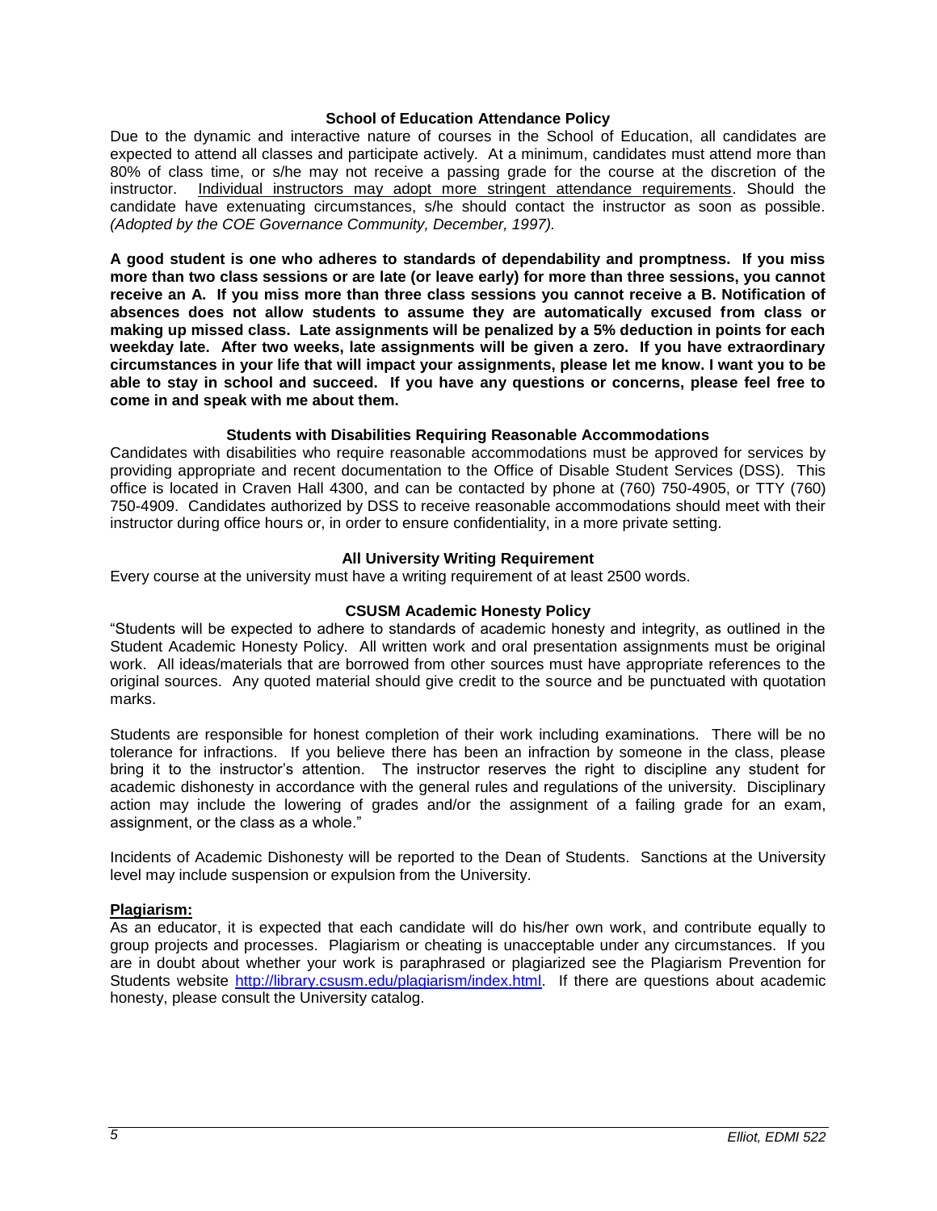### School of Education Attendance Policy

Due to the dynamic and interactive nature of courses in the School of Education, all candidates are expected to attend all classes and participate actively. At a minimum, candidates must attend more than 80% of class time, or s/he may not receive a passing grade for the course at the discretion of the instructor. Individual instructors may adopt more stringent attendance requirements. Should the candidate have extenuating circumstances, s/he should contact the instructor as soon as possible. *(Adopted by the COE Governance Community, December, 1997).*

**A good student is one who adheres to standards of dependability and promptness. If you miss more than two class sessions or are late (or leave early) for more than three sessions, you cannot receive an A. If you miss more than three class sessions you cannot receive a B. Notification of absences does not allow students to assume they are automatically excused from class or making up missed class. Late assignments will be penalized by a 5% deduction in points for each weekday late. After two weeks, late assignments will be given a zero. If you have extraordinary circumstances in your life that will impact your assignments, please let me know. I want you to be able to stay in school and succeed. If you have any questions or concerns, please feel free to come in and speak with me about them.**

### Students with Disabilities Requiring Reasonable Accommodations

Candidates with disabilities who require reasonable accommodations must be approved for services by providing appropriate and recent documentation to the Office of Disable Student Services (DSS). This office is located in Craven Hall 4300, and can be contacted by phone at (760) 750-4905, or TTY (760) 750-4909. Candidates authorized by DSS to receive reasonable accommodations should meet with their instructor during office hours or, in order to ensure confidentiality, in a more private setting.

### All University Writing Requirement

Every course at the university must have a writing requirement of at least 2500 words.

### CSUSM Academic Honesty Policy

"Students will be expected to adhere to standards of academic honesty and integrity, as outlined in the Student Academic Honesty Policy. All written work and oral presentation assignments must be original work. All ideas/materials that are borrowed from other sources must have appropriate references to the original sources. Any quoted material should give credit to the source and be punctuated with quotation marks.

Students are responsible for honest completion of their work including examinations. There will be no tolerance for infractions. If you believe there has been an infraction by someone in the class, please bring it to the instructor's attention. The instructor reserves the right to discipline any student for academic dishonesty in accordance with the general rules and regulations of the university. Disciplinary action may include the lowering of grades and/or the assignment of a failing grade for an exam, assignment, or the class as a whole."

Incidents of Academic Dishonesty will be reported to the Dean of Students. Sanctions at the University level may include suspension or expulsion from the University.

**Plagiarism:**

As an educator, it is expected that each candidate will do his/her own work, and contribute equally to group projects and processes. Plagiarism or cheating is unacceptable under any circumstances. If you are in doubt about whether your work is paraphrased or plagiarized see the Plagiarism Prevention for Students website http://library.csusm.edu/plagiarism/index.html. If there are questions about academic honesty, please consult the University catalog.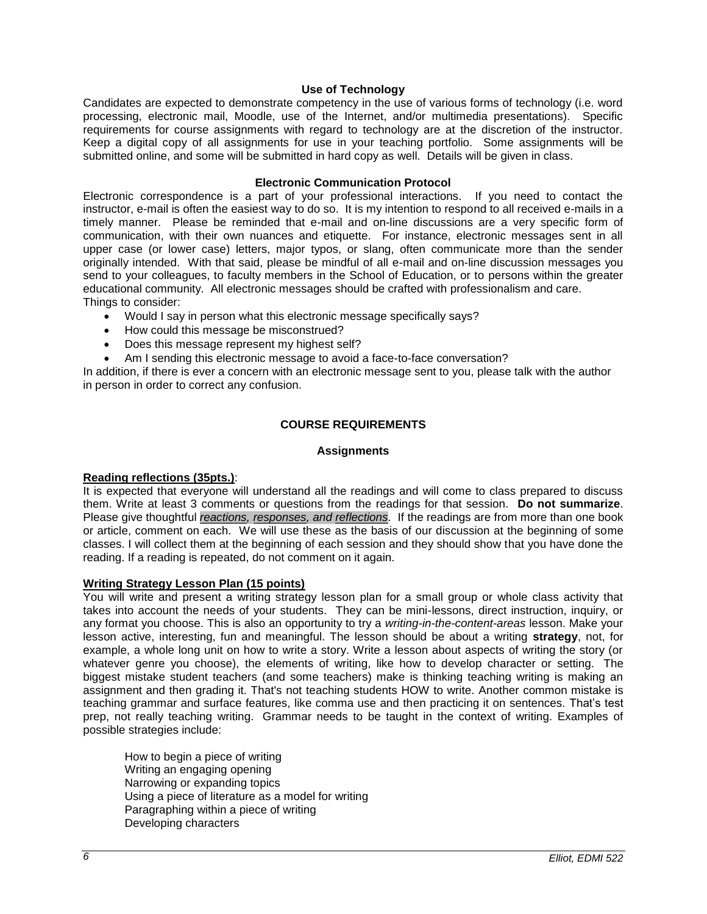### Use of Technology

Candidates are expected to demonstrate competency in the use of various forms of technology (i.e. word processing, electronic mail, Moodle, use of the Internet, and/or multimedia presentations). Specific requirements for course assignments with regard to technology are at the discretion of the instructor. Keep a digital copy of all assignments for use in your teaching portfolio. Some assignments will be submitted online, and some will be submitted in hard copy as well. Details will be given in class.

### Electronic Communication Protocol

Electronic correspondence is a part of your professional interactions. If you need to contact the instructor, e-mail is often the easiest way to do so. It is my intention to respond to all received e-mails in a timely manner. Please be reminded that e-mail and on-line discussions are a very specific form of communication, with their own nuances and etiquette. For instance, electronic messages sent in all upper case (or lower case) letters, major typos, or slang, often communicate more than the sender originally intended. With that said, please be mindful of all e-mail and on-line discussion messages you send to your colleagues, to faculty members in the School of Education, or to persons within the greater educational community. All electronic messages should be crafted with professionalism and care.

Things to consider:

- Would I say in person what this electronic message specifically says?
- How could this message be misconstrued?
- Does this message represent my highest self?
- Am I sending this electronic message to avoid a face-to-face conversation?

In addition, if there is ever a concern with an electronic message sent to you, please talk with the author in person in order to correct any confusion.

## COURSE REQUIREMENTS

### Assignments

**Reading reflections (35pts.)**:

It is expected that everyone will understand all the readings and will come to class prepared to discuss them. Write at least 3 comments or questions from the readings for that session. **Do not summarize**. Please give thoughtful *reactions, responses, and reflections*. If the readings are from more than one book or article, comment on each. We will use these as the basis of our discussion at the beginning of some classes. I will collect them at the beginning of each session and they should show that you have done the reading. If a reading is repeated, do not comment on it again.

**Writing Strategy Lesson Plan (15 points)**

You will write and present a writing strategy lesson plan for a small group or whole class activity that takes into account the needs of your students. They can be mini-lessons, direct instruction, inquiry, or any format you choose. This is also an opportunity to try a *writing-in-the-content-areas* lesson. Make your lesson active, interesting, fun and meaningful. The lesson should be about a writing **strategy**, not, for example, a whole long unit on how to write a story. Write a lesson about aspects of writing the story (or whatever genre you choose), the elements of writing, like how to develop character or setting. The biggest mistake student teachers (and some teachers) make is thinking teaching writing is making an assignment and then grading it. That's not teaching students HOW to write. Another common mistake is teaching grammar and surface features, like comma use and then practicing it on sentences. That's test prep, not really teaching writing. Grammar needs to be taught in the context of writing. Examples of possible strategies include:

How to begin a piece of writing
Writing an engaging opening
Narrowing or expanding topics
Using a piece of literature as a model for writing
Paragraphing within a piece of writing
Developing characters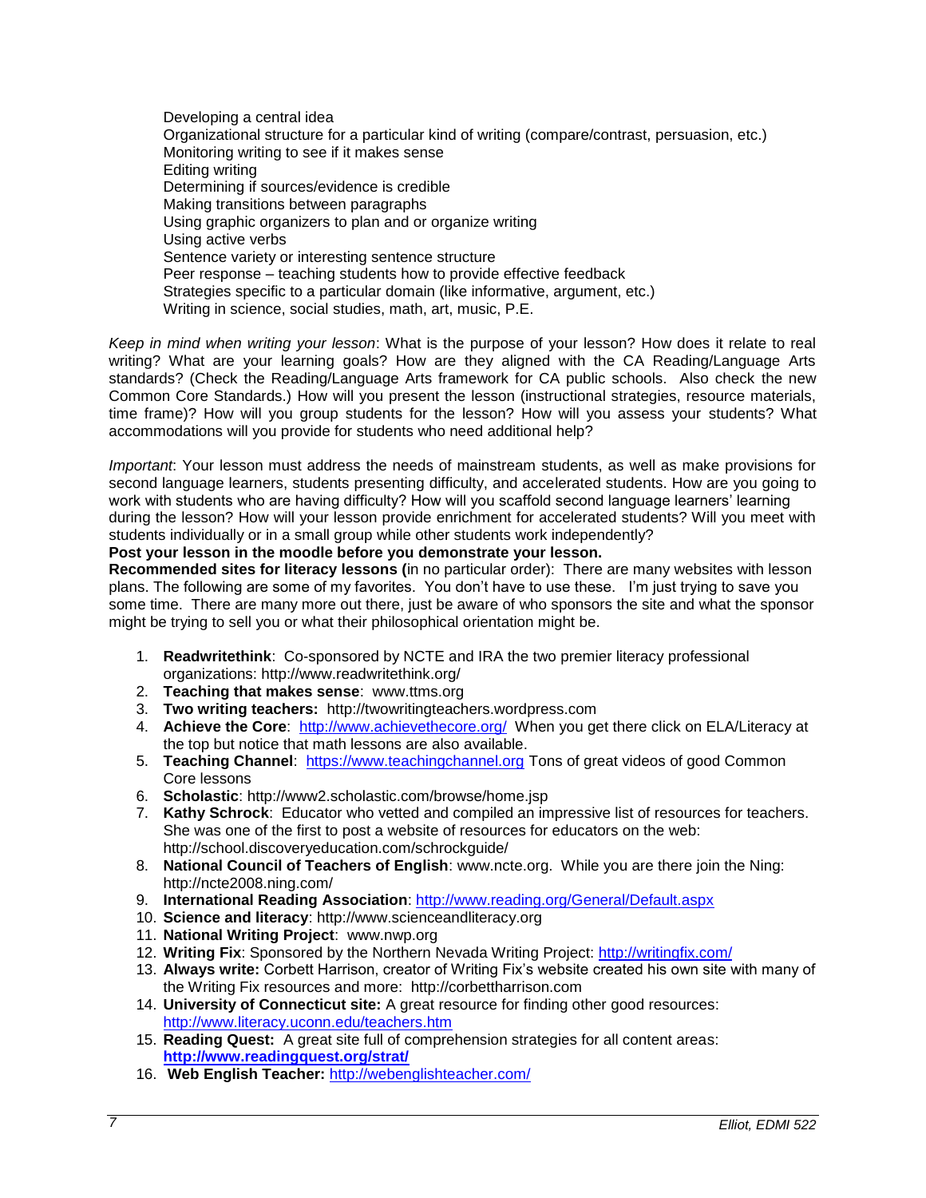Developing a central idea
Organizational structure for a particular kind of writing (compare/contrast, persuasion, etc.)
Monitoring writing to see if it makes sense
Editing writing
Determining if sources/evidence is credible
Making transitions between paragraphs
Using graphic organizers to plan and or organize writing
Using active verbs
Sentence variety or interesting sentence structure
Peer response – teaching students how to provide effective feedback
Strategies specific to a particular domain (like informative, argument, etc.)
Writing in science, social studies, math, art, music, P.E.

*Keep in mind when writing your lesson*: What is the purpose of your lesson? How does it relate to real writing? What are your learning goals? How are they aligned with the CA Reading/Language Arts standards? (Check the Reading/Language Arts framework for CA public schools. Also check the new Common Core Standards.) How will you present the lesson (instructional strategies, resource materials, time frame)? How will you group students for the lesson? How will you assess your students? What accommodations will you provide for students who need additional help?

*Important*: Your lesson must address the needs of mainstream students, as well as make provisions for second language learners, students presenting difficulty, and accelerated students. How are you going to work with students who are having difficulty? How will you scaffold second language learners' learning during the lesson? How will your lesson provide enrichment for accelerated students? Will you meet with students individually or in a small group while other students work independently?

**Post your lesson in the moodle before you demonstrate your lesson.**

**Recommended sites for literacy lessons (**in no particular order): There are many websites with lesson plans. The following are some of my favorites. You don't have to use these. I'm just trying to save you some time. There are many more out there, just be aware of who sponsors the site and what the sponsor might be trying to sell you or what their philosophical orientation might be.

1. **Readwritethink**: Co-sponsored by NCTE and IRA the two premier literacy professional organizations: http://www.readwritethink.org/
2. **Teaching that makes sense**: www.ttms.org
3. **Two writing teachers:** http://twowritingteachers.wordpress.com
4. **Achieve the Core**: http://www.achievethecore.org/ When you get there click on ELA/Literacy at the top but notice that math lessons are also available.
5. **Teaching Channel**: https://www.teachingchannel.org Tons of great videos of good Common Core lessons
6. **Scholastic**: http://www2.scholastic.com/browse/home.jsp
7. **Kathy Schrock**: Educator who vetted and compiled an impressive list of resources for teachers. She was one of the first to post a website of resources for educators on the web: http://school.discoveryeducation.com/schrockguide/
8. **National Council of Teachers of English**: www.ncte.org. While you are there join the Ning: http://ncte2008.ning.com/
9. **International Reading Association**: http://www.reading.org/General/Default.aspx
10. **Science and literacy**: http://www.scienceandliteracy.org
11. **National Writing Project**: www.nwp.org
12. **Writing Fix**: Sponsored by the Northern Nevada Writing Project: http://writingfix.com/
13. **Always write:** Corbett Harrison, creator of Writing Fix's website created his own site with many of the Writing Fix resources and more: http://corbettharrison.com
14. **University of Connecticut site:** A great resource for finding other good resources: http://www.literacy.uconn.edu/teachers.htm
15. **Reading Quest:** A great site full of comprehension strategies for all content areas: **http://www.readingquest.org/strat/**
16. **Web English Teacher:** http://webenglishteacher.com/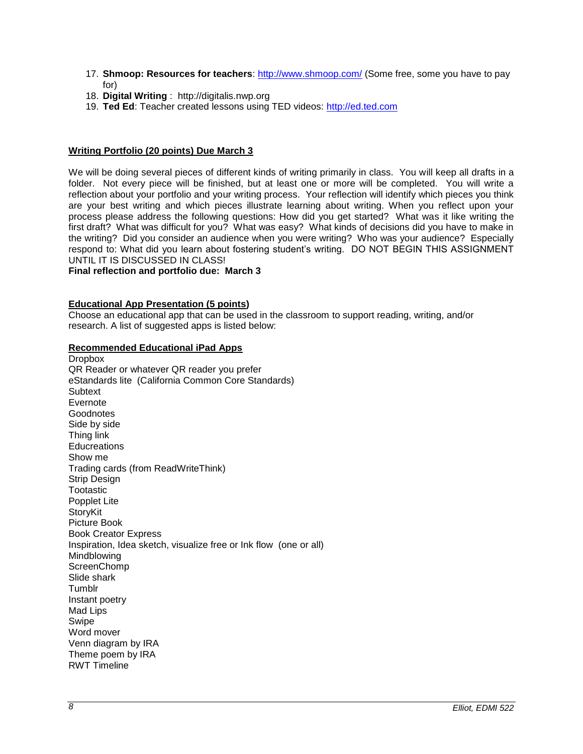17. **Shmoop: Resources for teachers**: http://www.shmoop.com/ (Some free, some you have to pay for)
18. **Digital Writing** : http://digitalis.nwp.org
19. **Ted Ed**: Teacher created lessons using TED videos: http://ed.ted.com

**Writing Portfolio (20 points) Due March 3**

We will be doing several pieces of different kinds of writing primarily in class. You will keep all drafts in a folder. Not every piece will be finished, but at least one or more will be completed. You will write a reflection about your portfolio and your writing process. Your reflection will identify which pieces you think are your best writing and which pieces illustrate learning about writing. When you reflect upon your process please address the following questions: How did you get started? What was it like writing the first draft? What was difficult for you? What was easy? What kinds of decisions did you have to make in the writing? Did you consider an audience when you were writing? Who was your audience? Especially respond to: What did you learn about fostering student's writing. DO NOT BEGIN THIS ASSIGNMENT UNTIL IT IS DISCUSSED IN CLASS!
**Final reflection and portfolio due: March 3**

**Educational App Presentation (5 points)**
Choose an educational app that can be used in the classroom to support reading, writing, and/or research. A list of suggested apps is listed below:

**Recommended Educational iPad Apps**
Dropbox
QR Reader or whatever QR reader you prefer
eStandards lite (California Common Core Standards)
Subtext
Evernote
Goodnotes
Side by side
Thing link
Educreations
Show me
Trading cards (from ReadWriteThink)
Strip Design
Tootastic
Popplet Lite
StoryKit
Picture Book
Book Creator Express
Inspiration, Idea sketch, visualize free or Ink flow (one or all)
Mindblowing
ScreenChomp
Slide shark
Tumblr
Instant poetry
Mad Lips
Swipe
Word mover
Venn diagram by IRA
Theme poem by IRA
RWT Timeline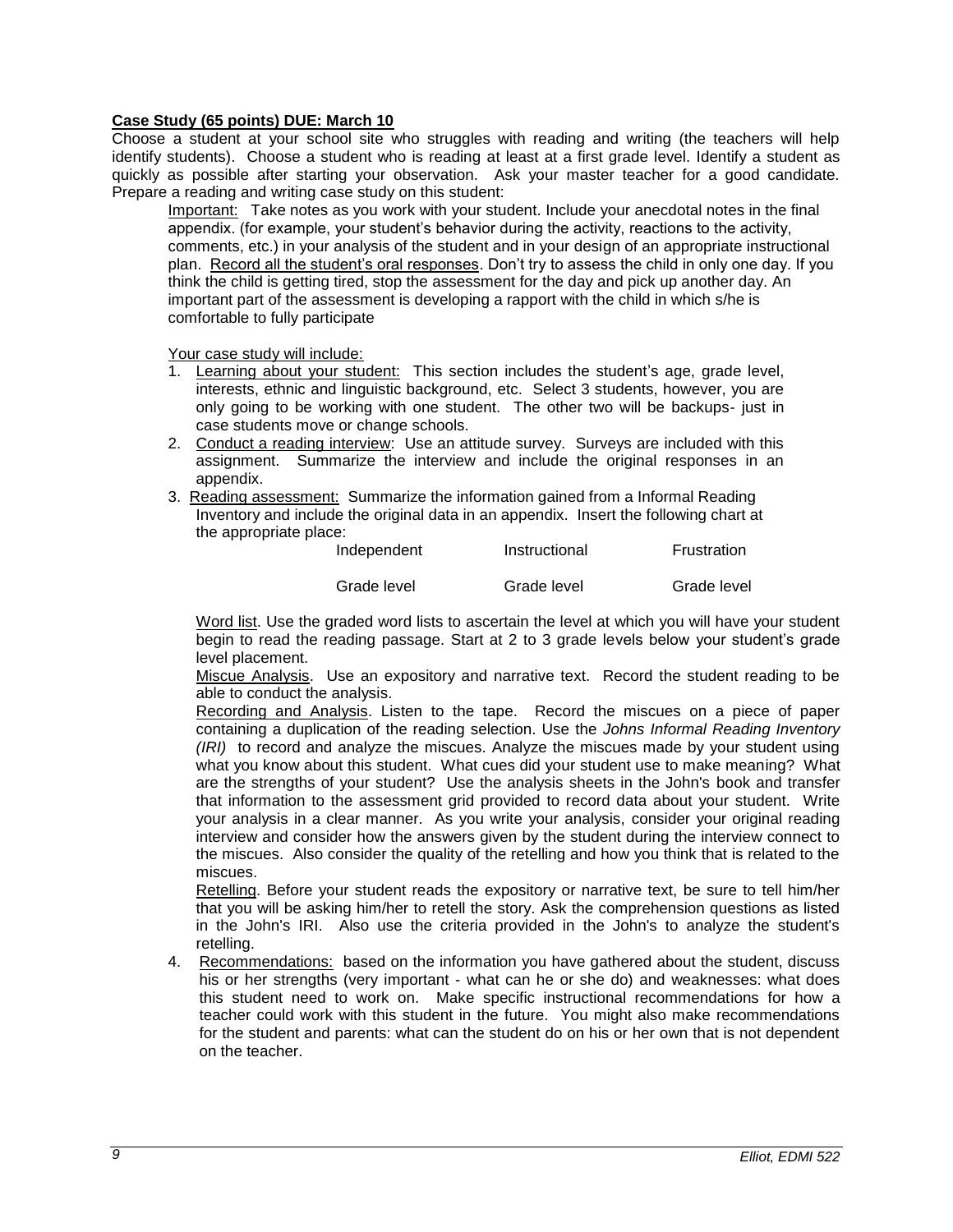**Case Study (65 points) DUE: March 10**

Choose a student at your school site who struggles with reading and writing (the teachers will help identify students). Choose a student who is reading at least at a first grade level. Identify a student as quickly as possible after starting your observation. Ask your master teacher for a good candidate. Prepare a reading and writing case study on this student:

<u>Important:</u> Take notes as you work with your student. Include your anecdotal notes in the final appendix. (for example, your student's behavior during the activity, reactions to the activity, comments, etc.) in your analysis of the student and in your design of an appropriate instructional plan. <u>Record all the student's oral responses</u>. Don't try to assess the child in only one day. If you think the child is getting tired, stop the assessment for the day and pick up another day. An important part of the assessment is developing a rapport with the child in which s/he is comfortable to fully participate

<u>Your case study will include:</u>

1. <u>Learning about your student:</u> This section includes the student's age, grade level, interests, ethnic and linguistic background, etc. Select 3 students, however, you are only going to be working with one student. The other two will be backups- just in case students move or change schools.
2. <u>Conduct a reading interview</u>: Use an attitude survey. Surveys are included with this assignment. Summarize the interview and include the original responses in an appendix.
3. <u>Reading assessment:</u> Summarize the information gained from a Informal Reading Inventory and include the original data in an appendix. Insert the following chart at the appropriate place:

| Independent | Instructional | Frustration |
|---|---|---|
| Grade level | Grade level | Grade level |

<u>Word list</u>. Use the graded word lists to ascertain the level at which you will have your student begin to read the reading passage. Start at 2 to 3 grade levels below your student's grade level placement.

<u>Miscue Analysis</u>. Use an expository and narrative text. Record the student reading to be able to conduct the analysis.

<u>Recording and Analysis</u>. Listen to the tape. Record the miscues on a piece of paper containing a duplication of the reading selection. Use the *Johns Informal Reading Inventory (IRI)* to record and analyze the miscues. Analyze the miscues made by your student using what you know about this student. What cues did your student use to make meaning? What are the strengths of your student? Use the analysis sheets in the John's book and transfer that information to the assessment grid provided to record data about your student. Write your analysis in a clear manner. As you write your analysis, consider your original reading interview and consider how the answers given by the student during the interview connect to the miscues. Also consider the quality of the retelling and how you think that is related to the miscues.

<u>Retelling</u>. Before your student reads the expository or narrative text, be sure to tell him/her that you will be asking him/her to retell the story. Ask the comprehension questions as listed in the John's IRI. Also use the criteria provided in the John's to analyze the student's retelling.

4. <u>Recommendations:</u> based on the information you have gathered about the student, discuss his or her strengths (very important - what can he or she do) and weaknesses: what does this student need to work on. Make specific instructional recommendations for how a teacher could work with this student in the future. You might also make recommendations for the student and parents: what can the student do on his or her own that is not dependent on the teacher.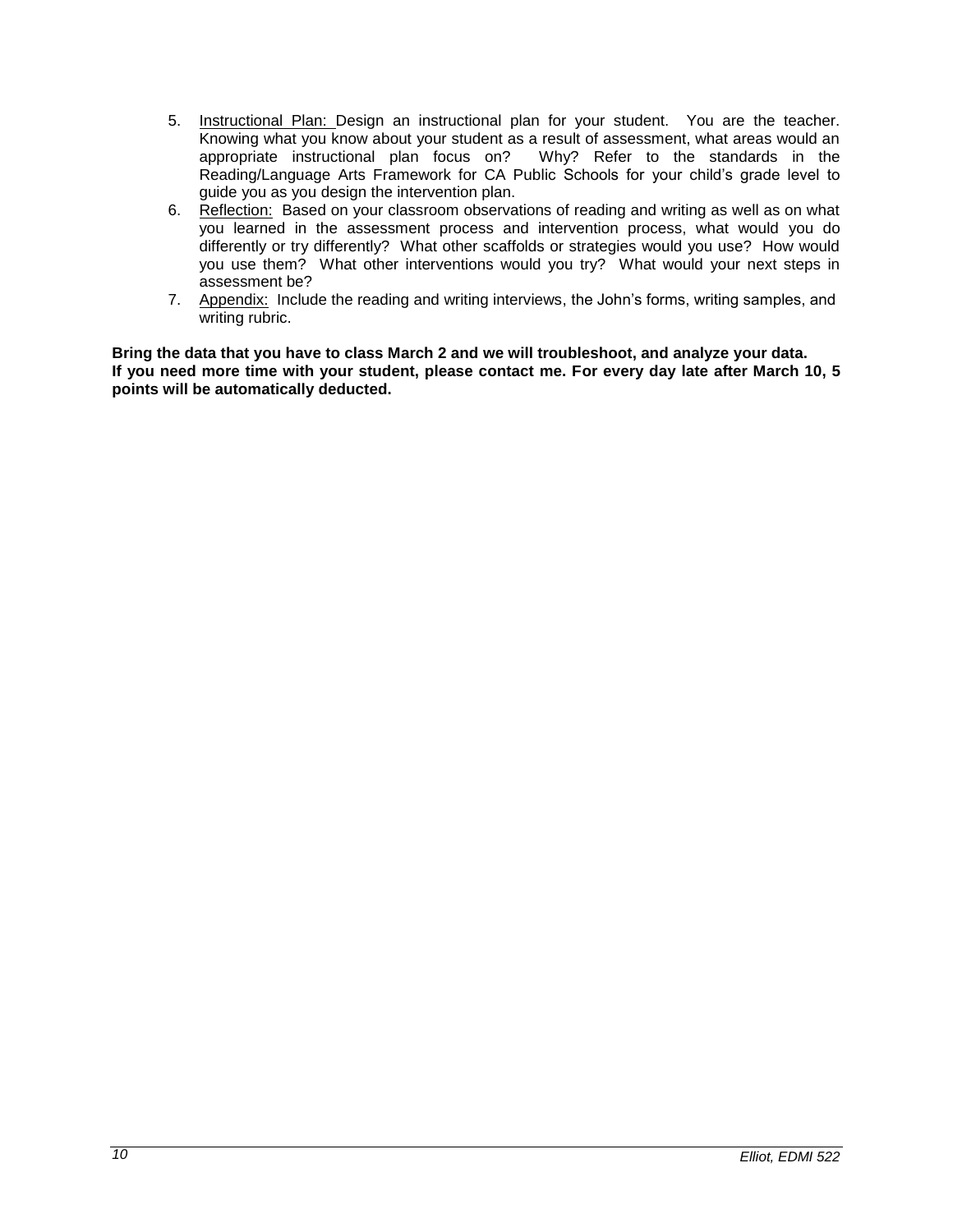5. Instructional Plan: Design an instructional plan for your student. You are the teacher. Knowing what you know about your student as a result of assessment, what areas would an appropriate instructional plan focus on? Why? Refer to the standards in the Reading/Language Arts Framework for CA Public Schools for your child's grade level to guide you as you design the intervention plan.
6. Reflection: Based on your classroom observations of reading and writing as well as on what you learned in the assessment process and intervention process, what would you do differently or try differently? What other scaffolds or strategies would you use? How would you use them? What other interventions would you try? What would your next steps in assessment be?
7. Appendix: Include the reading and writing interviews, the John's forms, writing samples, and writing rubric.

**Bring the data that you have to class March 2 and we will troubleshoot, and analyze your data.**
**If you need more time with your student, please contact me. For every day late after March 10, 5 points will be automatically deducted.**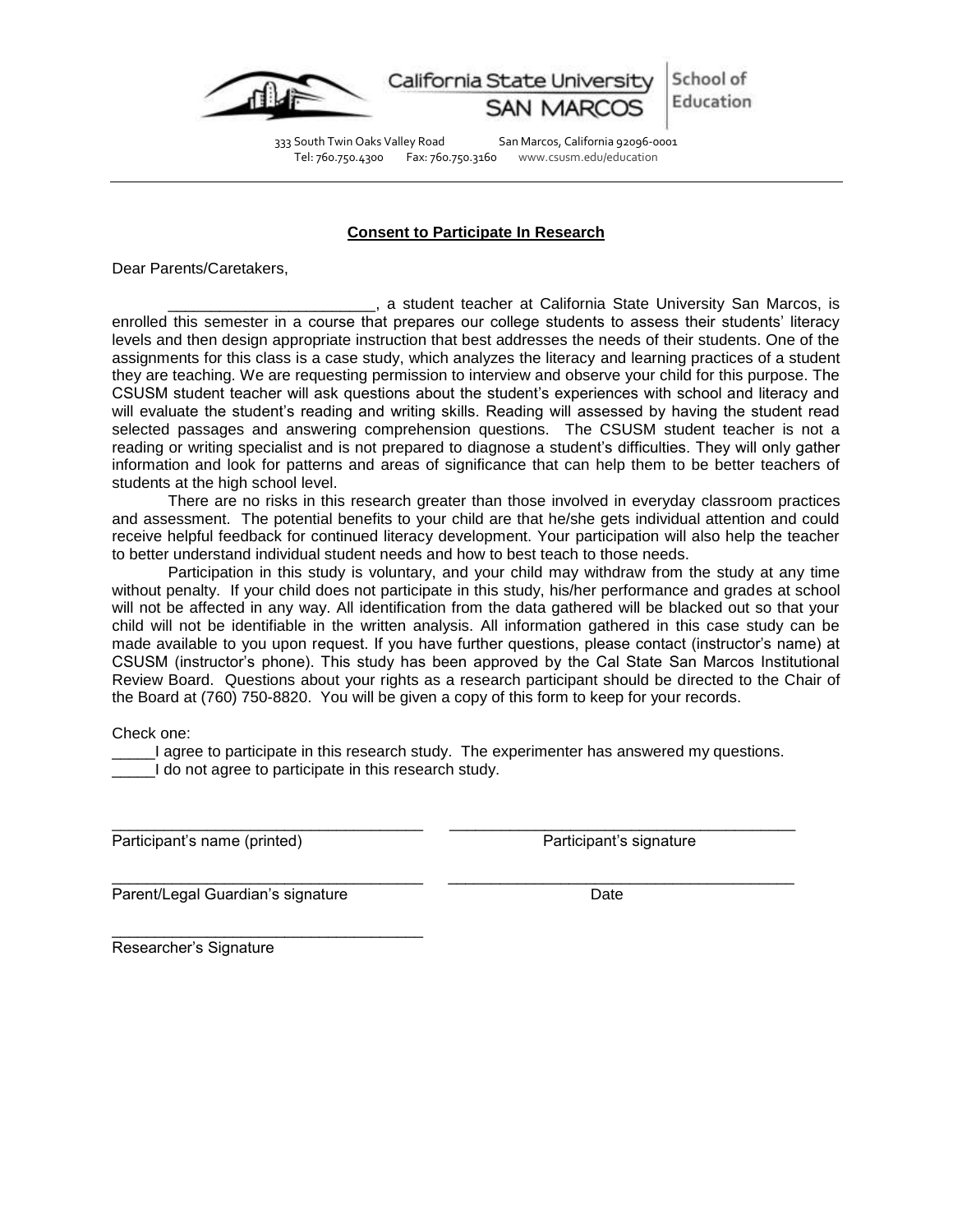California State University SAN MARCOS | School of Education

333 South Twin Oaks Valley Road San Marcos, California 92096-0001
Tel: 760.750.4300 Fax: 760.750.3160 www.csusm.edu/education

---

**Consent to Participate In Research**

Dear Parents/Caretakers,

________________________, a student teacher at California State University San Marcos, is enrolled this semester in a course that prepares our college students to assess their students' literacy levels and then design appropriate instruction that best addresses the needs of their students. One of the assignments for this class is a case study, which analyzes the literacy and learning practices of a student they are teaching. We are requesting permission to interview and observe your child for this purpose. The CSUSM student teacher will ask questions about the student's experiences with school and literacy and will evaluate the student's reading and writing skills. Reading will assessed by having the student read selected passages and answering comprehension questions. The CSUSM student teacher is not a reading or writing specialist and is not prepared to diagnose a student's difficulties. They will only gather information and look for patterns and areas of significance that can help them to be better teachers of students at the high school level.

There are no risks in this research greater than those involved in everyday classroom practices and assessment. The potential benefits to your child are that he/she gets individual attention and could receive helpful feedback for continued literacy development. Your participation will also help the teacher to better understand individual student needs and how to best teach to those needs.

Participation in this study is voluntary, and your child may withdraw from the study at any time without penalty. If your child does not participate in this study, his/her performance and grades at school will not be affected in any way. All identification from the data gathered will be blacked out so that your child will not be identifiable in the written analysis. All information gathered in this case study can be made available to you upon request. If you have further questions, please contact (instructor's name) at CSUSM (instructor's phone). This study has been approved by the Cal State San Marcos Institutional Review Board. Questions about your rights as a research participant should be directed to the Chair of the Board at (760) 750-8820. You will be given a copy of this form to keep for your records.

Check one:

_____I agree to participate in this research study. The experimenter has answered my questions.
_____I do not agree to participate in this research study.

____________________________________ ____________________________________
Participant's name (printed) Participant's signature

____________________________________ ____________________________________
Parent/Legal Guardian's signature Date

____________________________________
Researcher's Signature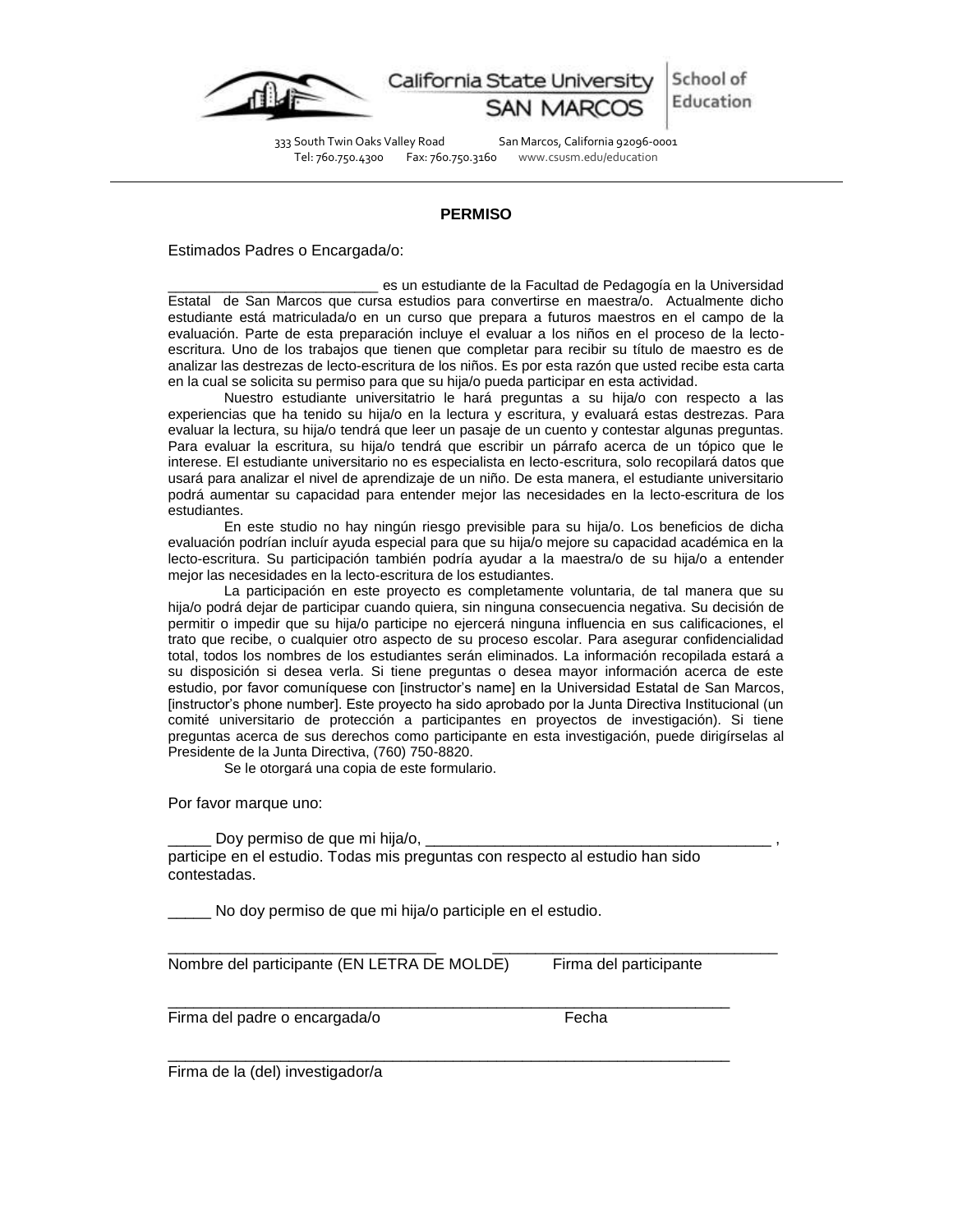California State University SAN MARCOS | School of Education

333 South Twin Oaks Valley Road San Marcos, California 92096-0001
Tel: 760.750.4300 Fax: 760.750.3160 www.csusm.edu/education

---

**PERMISO**

Estimados Padres o Encargada/o:

__________________________ es un estudiante de la Facultad de Pedagogía en la Universidad Estatal de San Marcos que cursa estudios para convertirse en maestra/o. Actualmente dicho estudiante está matriculada/o en un curso que prepara a futuros maestros en el campo de la evaluación. Parte de esta preparación incluye el evaluar a los niños en el proceso de la lecto-escritura. Uno de los trabajos que tienen que completar para recibir su título de maestro es de analizar las destrezas de lecto-escritura de los niños. Es por esta razón que usted recibe esta carta en la cual se solicita su permiso para que su hija/o pueda participar en esta actividad.

Nuestro estudiante universitatrio le hará preguntas a su hija/o con respecto a las experiencias que ha tenido su hija/o en la lectura y escritura, y evaluará estas destrezas. Para evaluar la lectura, su hija/o tendrá que leer un pasaje de un cuento y contestar algunas preguntas. Para evaluar la escritura, su hija/o tendrá que escribir un párrafo acerca de un tópico que le interese. El estudiante universitario no es especialista en lecto-escritura, solo recopilará datos que usará para analizar el nivel de aprendizaje de un niño. De esta manera, el estudiante universitario podrá aumentar su capacidad para entender mejor las necesidades en la lecto-escritura de los estudiantes.

En este studio no hay ningún riesgo previsible para su hija/o. Los beneficios de dicha evaluación podrían incluír ayuda especial para que su hija/o mejore su capacidad académica en la lecto-escritura. Su participación también podría ayudar a la maestra/o de su hija/o a entender mejor las necesidades en la lecto-escritura de los estudiantes.

La participación en este proyecto es completamente voluntaria, de tal manera que su hija/o podrá dejar de participar cuando quiera, sin ninguna consecuencia negativa. Su decisión de permitir o impedir que su hija/o participe no ejercerá ninguna influencia en sus calificaciones, el trato que recibe, o cualquier otro aspecto de su proceso escolar. Para asegurar confidencialidad total, todos los nombres de los estudiantes serán eliminados. La información recopilada estará a su disposición si desea verla. Si tiene preguntas o desea mayor información acerca de este estudio, por favor comuníquese con [instructor's name] en la Universidad Estatal de San Marcos, [instructor's phone number]. Este proyecto ha sido aprobado por la Junta Directiva Institucional (un comité universitario de protección a participantes en proyectos de investigación). Si tiene preguntas acerca de sus derechos como participante en esta investigación, puede dirigírselas al Presidente de la Junta Directiva, (760) 750-8820.

Se le otorgará una copia de este formulario.

Por favor marque uno:

_____ Doy permiso de que mi hija/o, ________________________________________ , participe en el estudio. Todas mis preguntas con respecto al estudio han sido contestadas.

_____ No doy permiso de que mi hija/o participle en el estudio.

______________________________ ________________________________
Nombre del participante (EN LETRA DE MOLDE) Firma del participante

_______________________________________________________________
Firma del padre o encargada/o Fecha

_______________________________________________________________
Firma de la (del) investigador/a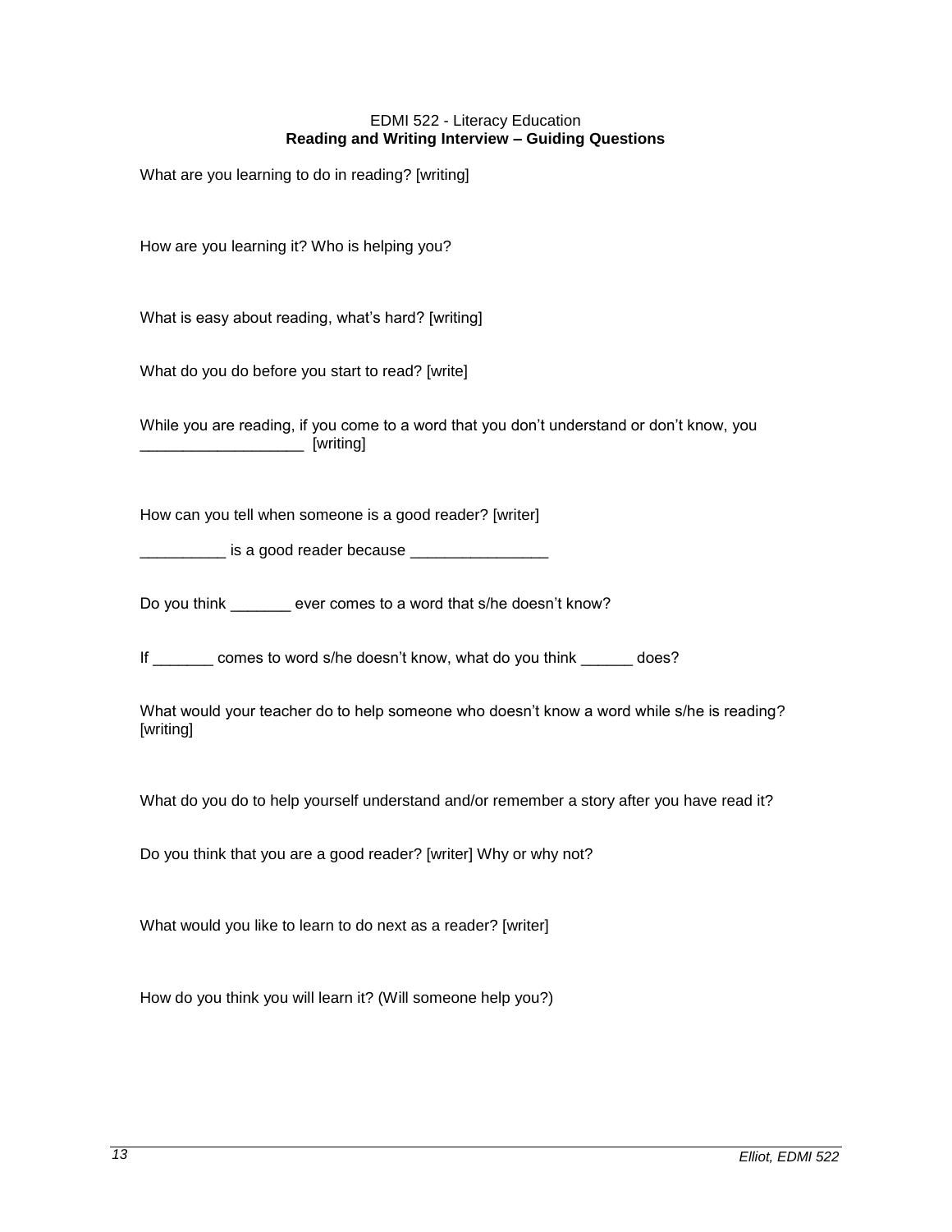EDMI 522 - Literacy Education

**Reading and Writing Interview – Guiding Questions**

What are you learning to do in reading? [writing]

How are you learning it? Who is helping you?

What is easy about reading, what's hard? [writing]

What do you do before you start to read? [write]

While you are reading, if you come to a word that you don't understand or don't know, you ___________________ [writing]

How can you tell when someone is a good reader? [writer]

__________ is a good reader because ________________

Do you think _______ ever comes to a word that s/he doesn't know?

If _______ comes to word s/he doesn't know, what do you think ______ does?

What would your teacher do to help someone who doesn't know a word while s/he is reading? [writing]

What do you do to help yourself understand and/or remember a story after you have read it?

Do you think that you are a good reader? [writer] Why or why not?

What would you like to learn to do next as a reader? [writer]

How do you think you will learn it? (Will someone help you?)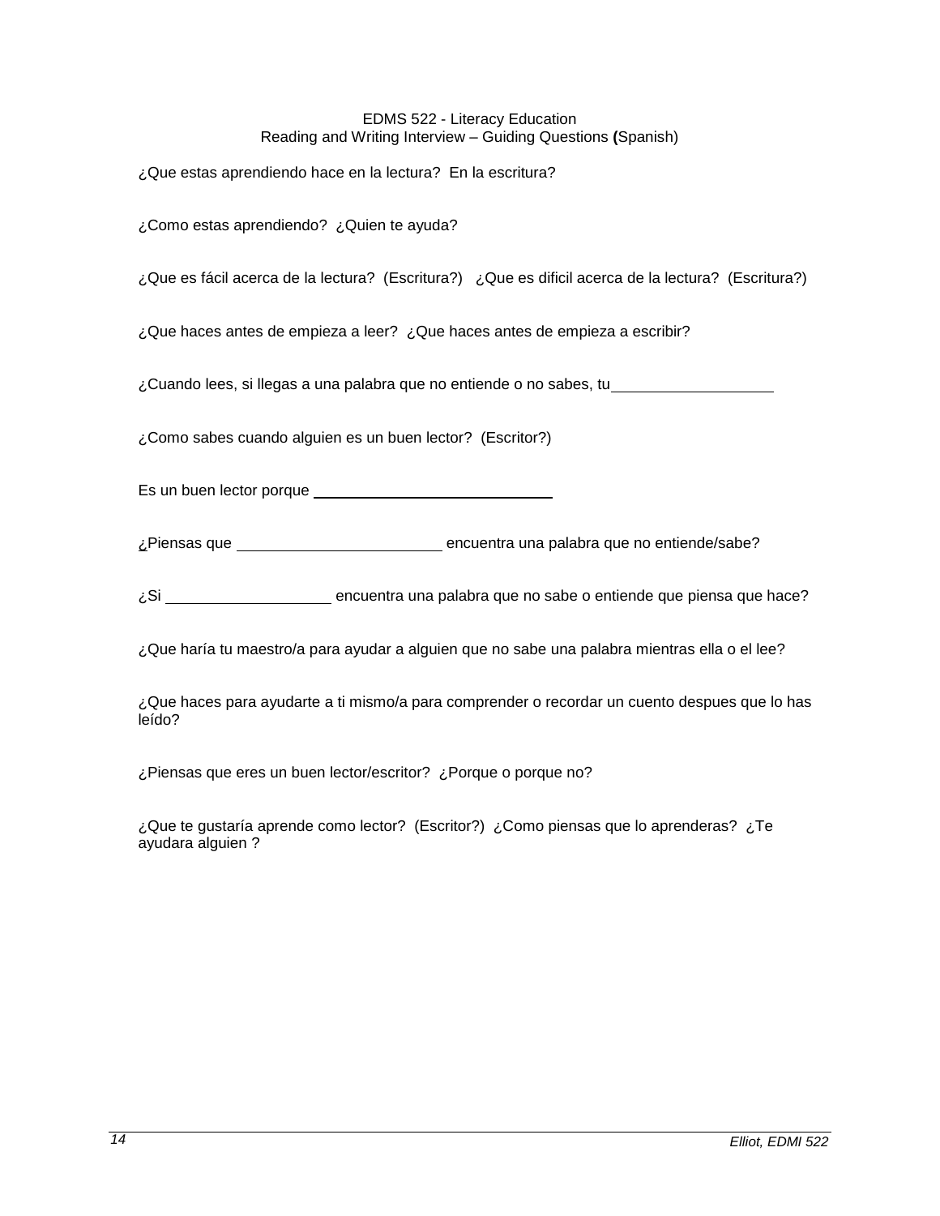EDMS 522 - Literacy Education
Reading and Writing Interview – Guiding Questions **(**Spanish)

¿Que estas aprendiendo hace en la lectura? En la escritura?

¿Como estas aprendiendo? ¿Quien te ayuda?

¿Que es fácil acerca de la lectura? (Escritura?) ¿Que es dificil acerca de la lectura? (Escritura?)

¿Que haces antes de empieza a leer? ¿Que haces antes de empieza a escribir?

¿Cuando lees, si llegas a una palabra que no entiende o no sabes, tu____________________

¿Como sabes cuando alguien es un buen lector? (Escritor?)

Es un buen lector porque ______________________________

¿Piensas que ________________________ encuentra una palabra que no entiende/sabe?

¿Si ____________________ encuentra una palabra que no sabe o entiende que piensa que hace?

¿Que haría tu maestro/a para ayudar a alguien que no sabe una palabra mientras ella o el lee?

¿Que haces para ayudarte a ti mismo/a para comprender o recordar un cuento despues que lo has leído?

¿Piensas que eres un buen lector/escritor? ¿Porque o porque no?

¿Que te gustaría aprende como lector? (Escritor?) ¿Como piensas que lo aprenderas? ¿Te ayudara alguien ?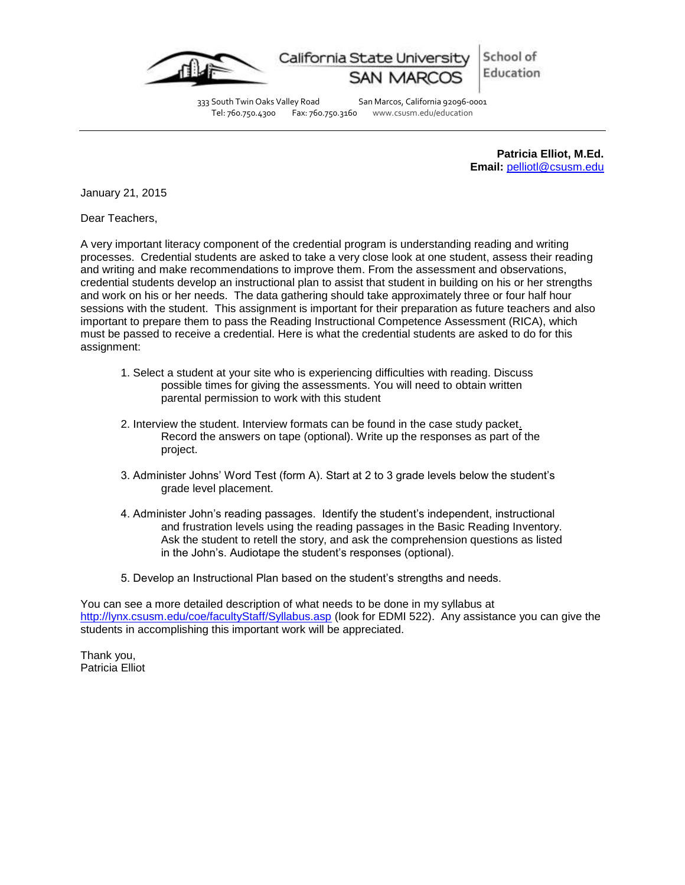California State University SAN MARCOS | School of Education

333 South Twin Oaks Valley Road San Marcos, California 92096-0001
Tel: 760.750.4300 Fax: 760.750.3160 www.csusm.edu/education

---

**Patricia Elliot, M.Ed.**
**Email:** pelliotl@csusm.edu

January 21, 2015

Dear Teachers,

A very important literacy component of the credential program is understanding reading and writing processes. Credential students are asked to take a very close look at one student, assess their reading and writing and make recommendations to improve them. From the assessment and observations, credential students develop an instructional plan to assist that student in building on his or her strengths and work on his or her needs. The data gathering should take approximately three or four half hour sessions with the student. This assignment is important for their preparation as future teachers and also important to prepare them to pass the Reading Instructional Competence Assessment (RICA), which must be passed to receive a credential. Here is what the credential students are asked to do for this assignment:

1. Select a student at your site who is experiencing difficulties with reading. Discuss possible times for giving the assessments. You will need to obtain written parental permission to work with this student

2. Interview the student. Interview formats can be found in the case study packet. Record the answers on tape (optional). Write up the responses as part of the project.

3. Administer Johns' Word Test (form A). Start at 2 to 3 grade levels below the student's grade level placement.

4. Administer John's reading passages. Identify the student's independent, instructional and frustration levels using the reading passages in the Basic Reading Inventory. Ask the student to retell the story, and ask the comprehension questions as listed in the John's. Audiotape the student's responses (optional).

5. Develop an Instructional Plan based on the student's strengths and needs.

You can see a more detailed description of what needs to be done in my syllabus at http://lynx.csusm.edu/coe/facultyStaff/Syllabus.asp (look for EDMI 522). Any assistance you can give the students in accomplishing this important work will be appreciated.

Thank you,
Patricia Elliot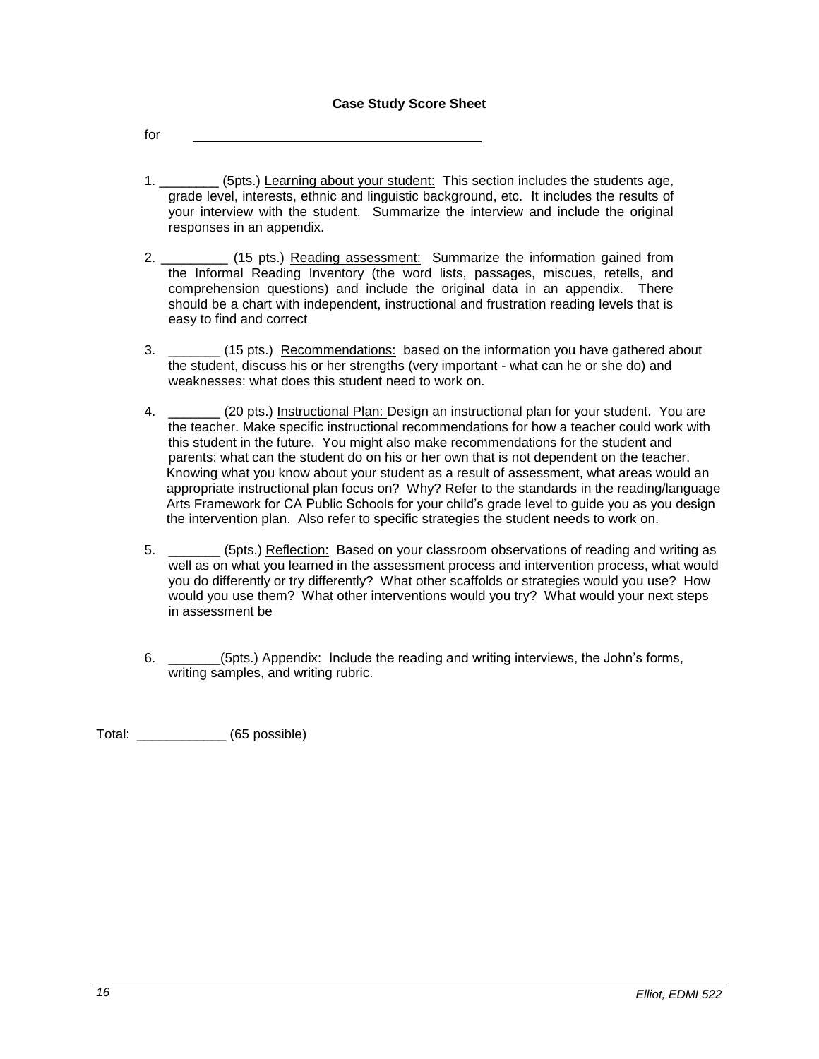**Case Study Score Sheet**

for ________________________________________

1. ________ (5pts.) <u>Learning about your student:</u> This section includes the students age, grade level, interests, ethnic and linguistic background, etc. It includes the results of your interview with the student. Summarize the interview and include the original responses in an appendix.

2. _________ (15 pts.) <u>Reading assessment:</u> Summarize the information gained from the Informal Reading Inventory (the word lists, passages, miscues, retells, and comprehension questions) and include the original data in an appendix. There should be a chart with independent, instructional and frustration reading levels that is easy to find and correct

3. _______ (15 pts.) <u>Recommendations:</u> based on the information you have gathered about the student, discuss his or her strengths (very important - what can he or she do) and weaknesses: what does this student need to work on.

4. _______ (20 pts.) <u>Instructional Plan:</u> Design an instructional plan for your student. You are the teacher. Make specific instructional recommendations for how a teacher could work with this student in the future. You might also make recommendations for the student and parents: what can the student do on his or her own that is not dependent on the teacher. Knowing what you know about your student as a result of assessment, what areas would an appropriate instructional plan focus on? Why? Refer to the standards in the reading/language Arts Framework for CA Public Schools for your child's grade level to guide you as you design the intervention plan. Also refer to specific strategies the student needs to work on.

5. _______ (5pts.) <u>Reflection:</u> Based on your classroom observations of reading and writing as well as on what you learned in the assessment process and intervention process, what would you do differently or try differently? What other scaffolds or strategies would you use? How would you use them? What other interventions would you try? What would your next steps in assessment be

6. _______(5pts.) <u>Appendix:</u> Include the reading and writing interviews, the John's forms, writing samples, and writing rubric.

Total: ____________ (65 possible)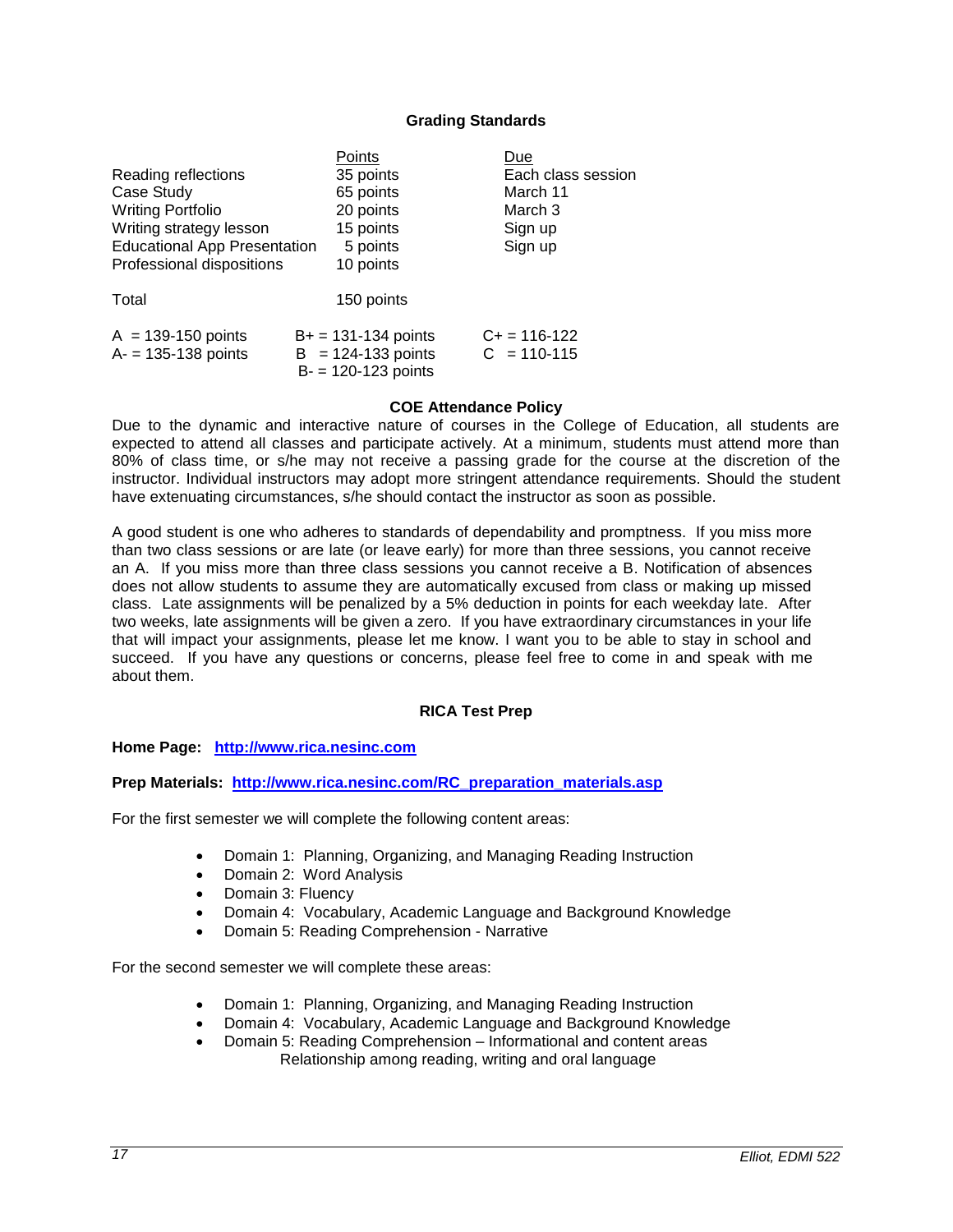### Grading Standards

| | Points | Due |
|---|---|---|
| Reading reflections | 35 points | Each class session |
| Case Study | 65 points | March 11 |
| Writing Portfolio | 20 points | March 3 |
| Writing strategy lesson | 15 points | Sign up |
| Educational App Presentation | 5 points | Sign up |
| Professional dispositions | 10 points | |
| Total | 150 points | |

| | | |
|---|---|---|
| A = 139-150 points | B+ = 131-134 points | C+ = 116-122 |
| A- = 135-138 points | B = 124-133 points | C = 110-115 |
| | B- = 120-123 points | |

### COE Attendance Policy

Due to the dynamic and interactive nature of courses in the College of Education, all students are expected to attend all classes and participate actively. At a minimum, students must attend more than 80% of class time, or s/he may not receive a passing grade for the course at the discretion of the instructor. Individual instructors may adopt more stringent attendance requirements. Should the student have extenuating circumstances, s/he should contact the instructor as soon as possible.

A good student is one who adheres to standards of dependability and promptness. If you miss more than two class sessions or are late (or leave early) for more than three sessions, you cannot receive an A. If you miss more than three class sessions you cannot receive a B. Notification of absences does not allow students to assume they are automatically excused from class or making up missed class. Late assignments will be penalized by a 5% deduction in points for each weekday late. After two weeks, late assignments will be given a zero. If you have extraordinary circumstances in your life that will impact your assignments, please let me know. I want you to be able to stay in school and succeed. If you have any questions or concerns, please feel free to come in and speak with me about them.

### RICA Test Prep

**Home Page: [http://www.rica.nesinc.com](http://www.rica.nesinc.com)**

**Prep Materials: [http://www.rica.nesinc.com/RC_preparation_materials.asp](http://www.rica.nesinc.com/RC_preparation_materials.asp)**

For the first semester we will complete the following content areas:

- Domain 1: Planning, Organizing, and Managing Reading Instruction
- Domain 2: Word Analysis
- Domain 3: Fluency
- Domain 4: Vocabulary, Academic Language and Background Knowledge
- Domain 5: Reading Comprehension - Narrative

For the second semester we will complete these areas:

- Domain 1: Planning, Organizing, and Managing Reading Instruction
- Domain 4: Vocabulary, Academic Language and Background Knowledge
- Domain 5: Reading Comprehension – Informational and content areas
  Relationship among reading, writing and oral language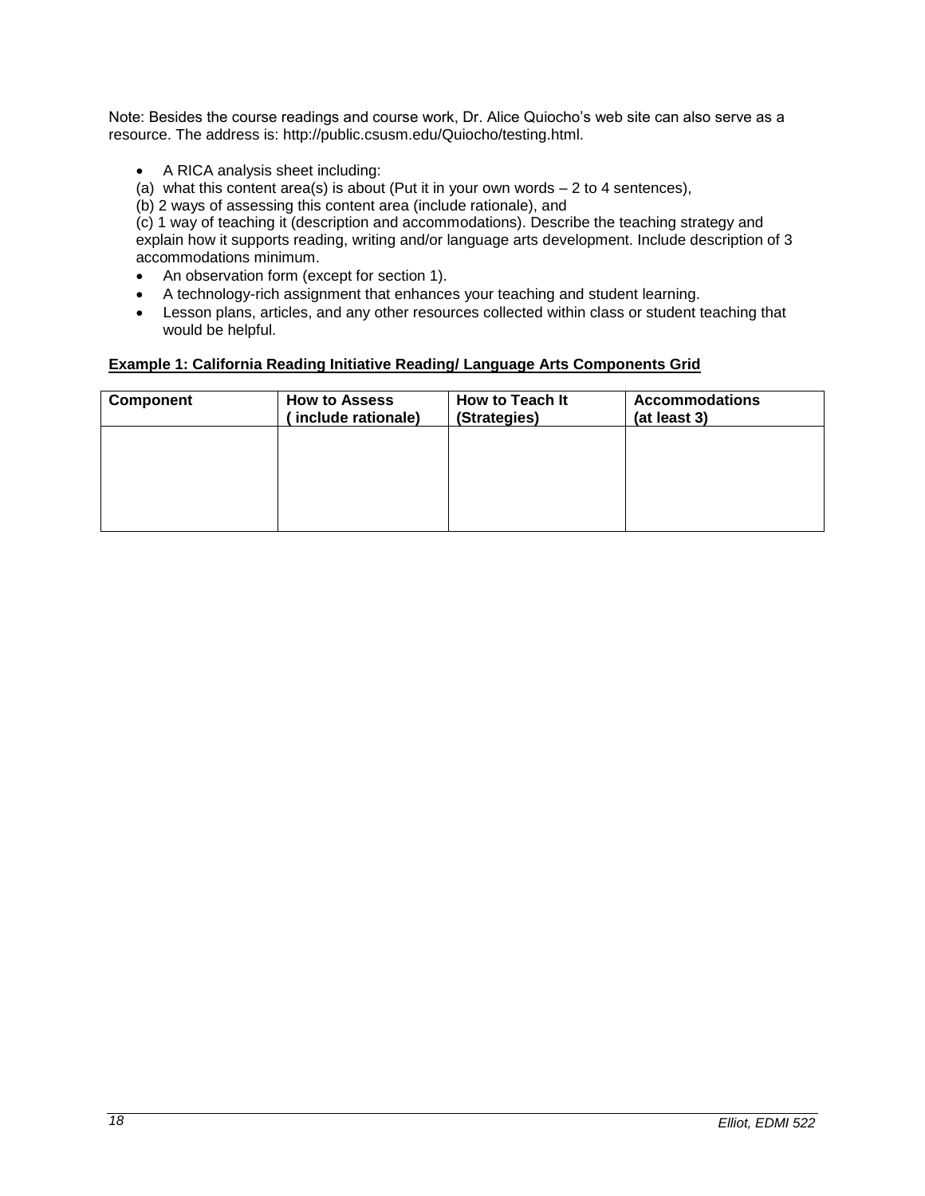Note: Besides the course readings and course work, Dr. Alice Quiocho's web site can also serve as a resource. The address is: http://public.csusm.edu/Quiocho/testing.html.

- A RICA analysis sheet including:

(a) what this content area(s) is about (Put it in your own words – 2 to 4 sentences),
(b) 2 ways of assessing this content area (include rationale), and
(c) 1 way of teaching it (description and accommodations). Describe the teaching strategy and explain how it supports reading, writing and/or language arts development. Include description of 3 accommodations minimum.

- An observation form (except for section 1).
- A technology-rich assignment that enhances your teaching and student learning.
- Lesson plans, articles, and any other resources collected within class or student teaching that would be helpful.

**Example 1: California Reading Initiative Reading/ Language Arts Components Grid**

| Component | How to Assess ( include rationale) | How to Teach It (Strategies) | Accommodations (at least 3) |
|---|---|---|---|
| | | | |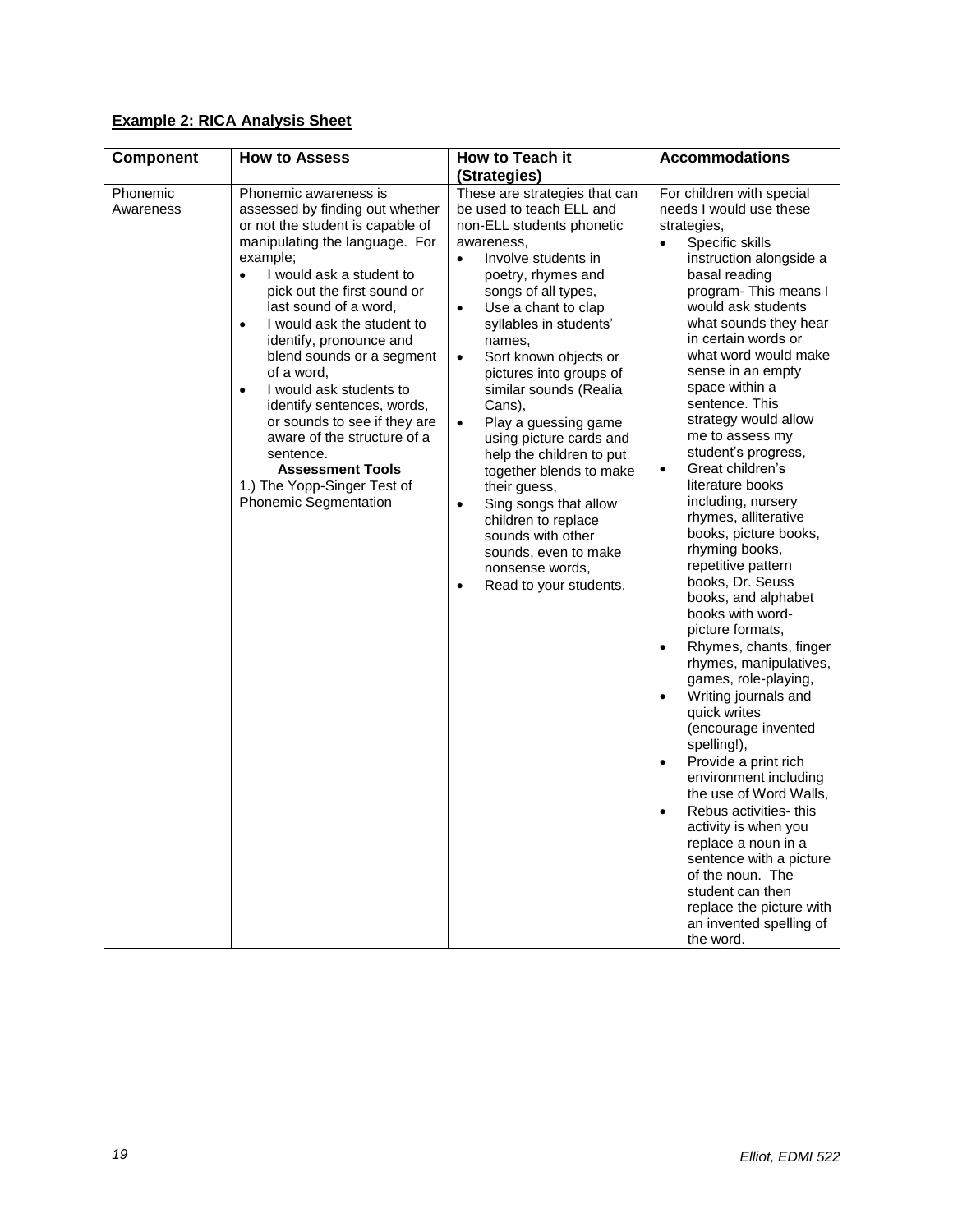**Example 2: RICA Analysis Sheet**

| Component | How to Assess | How to Teach it (Strategies) | Accommodations |
|---|---|---|---|
| Phonemic Awareness | Phonemic awareness is assessed by finding out whether or not the student is capable of manipulating the language. For example;<br>• I would ask a student to pick out the first sound or last sound of a word,<br>• I would ask the student to identify, pronounce and blend sounds or a segment of a word,<br>• I would ask students to identify sentences, words, or sounds to see if they are aware of the structure of a sentence.<br>**Assessment Tools**<br>1.) The Yopp-Singer Test of Phonemic Segmentation | These are strategies that can be used to teach ELL and non-ELL students phonetic awareness,<br>• Involve students in poetry, rhymes and songs of all types,<br>• Use a chant to clap syllables in students' names,<br>• Sort known objects or pictures into groups of similar sounds (Realia Cans),<br>• Play a guessing game using picture cards and help the children to put together blends to make their guess,<br>• Sing songs that allow children to replace sounds with other sounds, even to make nonsense words,<br>• Read to your students. | For children with special needs I would use these strategies,<br>• Specific skills instruction alongside a basal reading program- This means I would ask students what sounds they hear in certain words or what word would make sense in an empty space within a sentence. This strategy would allow me to assess my student's progress,<br>• Great children's literature books including, nursery rhymes, alliterative books, picture books, rhyming books, repetitive pattern books, Dr. Seuss books, and alphabet books with word-picture formats,<br>• Rhymes, chants, finger rhymes, manipulatives, games, role-playing,<br>• Writing journals and quick writes (encourage invented spelling!),<br>• Provide a print rich environment including the use of Word Walls,<br>• Rebus activities- this activity is when you replace a noun in a sentence with a picture of the noun. The student can then replace the picture with an invented spelling of the word. |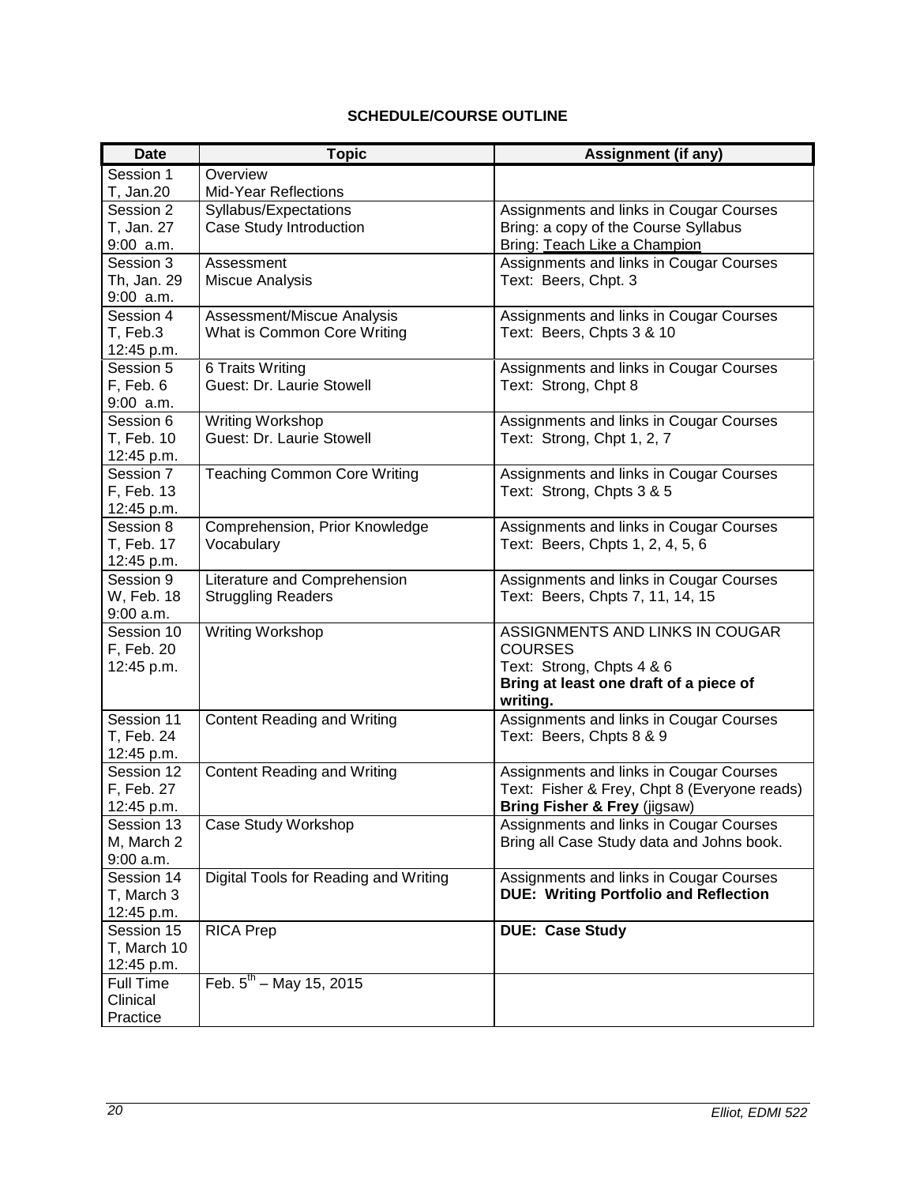**SCHEDULE/COURSE OUTLINE**

| Date | Topic | Assignment (if any) |
|---|---|---|
| Session 1<br>T, Jan.20 | Overview<br>Mid-Year Reflections | |
| Session 2<br>T, Jan. 27<br>9:00 a.m. | Syllabus/Expectations<br>Case Study Introduction | Assignments and links in Cougar Courses<br>Bring: a copy of the Course Syllabus<br>Bring: Teach Like a Champion |
| Session 3<br>Th, Jan. 29<br>9:00 a.m. | Assessment<br>Miscue Analysis | Assignments and links in Cougar Courses<br>Text: Beers, Chpt. 3 |
| Session 4<br>T, Feb.3<br>12:45 p.m. | Assessment/Miscue Analysis<br>What is Common Core Writing | Assignments and links in Cougar Courses<br>Text: Beers, Chpts 3 & 10 |
| Session 5<br>F, Feb. 6<br>9:00 a.m. | 6 Traits Writing<br>Guest: Dr. Laurie Stowell | Assignments and links in Cougar Courses<br>Text: Strong, Chpt 8 |
| Session 6<br>T, Feb. 10<br>12:45 p.m. | Writing Workshop<br>Guest: Dr. Laurie Stowell | Assignments and links in Cougar Courses<br>Text: Strong, Chpt 1, 2, 7 |
| Session 7<br>F, Feb. 13<br>12:45 p.m. | Teaching Common Core Writing | Assignments and links in Cougar Courses<br>Text: Strong, Chpts 3 & 5 |
| Session 8<br>T, Feb. 17<br>12:45 p.m. | Comprehension, Prior Knowledge<br>Vocabulary | Assignments and links in Cougar Courses<br>Text: Beers, Chpts 1, 2, 4, 5, 6 |
| Session 9<br>W, Feb. 18<br>9:00 a.m. | Literature and Comprehension<br>Struggling Readers | Assignments and links in Cougar Courses<br>Text: Beers, Chpts 7, 11, 14, 15 |
| Session 10<br>F, Feb. 20<br>12:45 p.m. | Writing Workshop | ASSIGNMENTS AND LINKS IN COUGAR COURSES<br>Text: Strong, Chpts 4 & 6<br>**Bring at least one draft of a piece of writing.** |
| Session 11<br>T, Feb. 24<br>12:45 p.m. | Content Reading and Writing | Assignments and links in Cougar Courses<br>Text: Beers, Chpts 8 & 9 |
| Session 12<br>F, Feb. 27<br>12:45 p.m. | Content Reading and Writing | Assignments and links in Cougar Courses<br>Text: Fisher & Frey, Chpt 8 (Everyone reads)<br>**Bring Fisher & Frey** (jigsaw) |
| Session 13<br>M, March 2<br>9:00 a.m. | Case Study Workshop | Assignments and links in Cougar Courses<br>Bring all Case Study data and Johns book. |
| Session 14<br>T, March 3<br>12:45 p.m. | Digital Tools for Reading and Writing | Assignments and links in Cougar Courses<br>**DUE: Writing Portfolio and Reflection** |
| Session 15<br>T, March 10<br>12:45 p.m. | RICA Prep | **DUE: Case Study** |
| Full Time Clinical Practice | Feb. 5th – May 15, 2015 | |